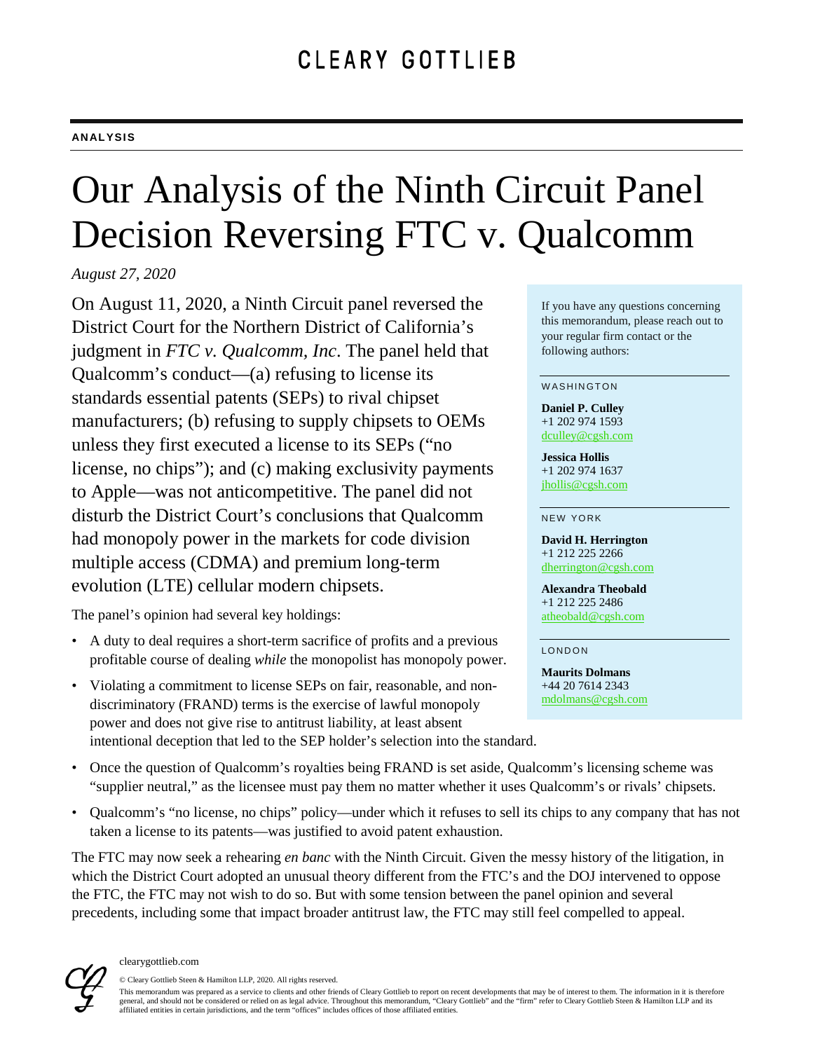CLEARY GOTTLIEB

**ANALYSIS**

# Our Analysis of the Ninth Circuit Panel Decision Reversing FTC v. Qualcomm

*August 27, 2020*

On August 11, 2020, a Ninth Circuit panel reversed the District Court for the Northern District of California's judgment in *FTC v. Qualcomm, Inc*. The panel held that Qualcomm's conduct—(a) refusing to license its standards essential patents (SEPs) to rival chipset manufacturers; (b) refusing to supply chipsets to OEMs unless they first executed a license to its SEPs ("no license, no chips"); and (c) making exclusivity payments to Apple—was not anticompetitive. The panel did not disturb the District Court's conclusions that Qualcomm had monopoly power in the markets for code division multiple access (CDMA) and premium long-term evolution (LTE) cellular modem chipsets.

The panel's opinion had several key holdings:

- A duty to deal requires a short-term sacrifice of profits and a previous profitable course of dealing *while* the monopolist has monopoly power.
- Violating a commitment to license SEPs on fair, reasonable, and non-discriminatory (FRAND) terms is the exercise of lawful monopoly power and does not give rise to antitrust liability, at least absent intentional deception that led to the SEP holder's selection into the standard.
- Once the question of Qualcomm's royalties being FRAND is set aside, Qualcomm's licensing scheme was "supplier neutral," as the licensee must pay them no matter whether it uses Qualcomm's or rivals' chipsets.
- Qualcomm's "no license, no chips" policy—under which it refuses to sell its chips to any company that has not taken a license to its patents—was justified to avoid patent exhaustion.

The FTC may now seek a rehearing *en banc* with the Ninth Circuit. Given the messy history of the litigation, in which the District Court adopted an unusual theory different from the FTC's and the DOJ intervened to oppose the FTC, the FTC may not wish to do so. But with some tension between the panel opinion and several precedents, including some that impact broader antitrust law, the FTC may still feel compelled to appeal.

If you have any questions concerning this memorandum, please reach out to your regular firm contact or the following authors:

WASHINGTON

**Daniel P. Culley**
+1 202 974 1593
dculley@cgsh.com

**Jessica Hollis**
+1 202 974 1637
jhollis@cgsh.com

NEW YORK

**David H. Herrington**
+1 212 225 2266
dherrington@cgsh.com

**Alexandra Theobald**
+1 212 225 2486
atheobald@cgsh.com

LONDON

**Maurits Dolmans**
+44 20 7614 2343
mdolmans@cgsh.com

clearygottlieb.com

© Cleary Gottlieb Steen & Hamilton LLP, 2020. All rights reserved.

This memorandum was prepared as a service to clients and other friends of Cleary Gottlieb to report on recent developments that may be of interest to them. The information in it is therefore general, and should not be considered or relied on as legal advice. Throughout this memorandum, "Cleary Gottlieb" and the "firm" refer to Cleary Gottlieb Steen & Hamilton LLP and its affiliated entities in certain jurisdictions, and the term "offices" includes offices of those affiliated entities.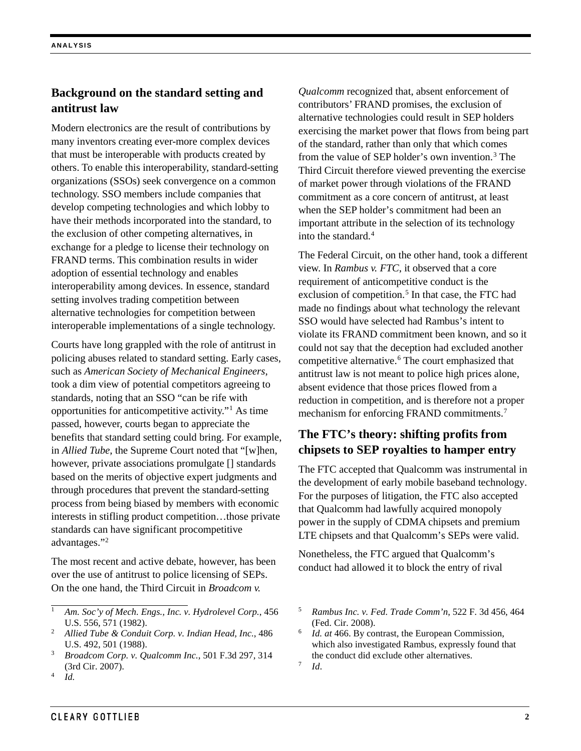## Background on the standard setting and antitrust law

Modern electronics are the result of contributions by many inventors creating ever-more complex devices that must be interoperable with products created by others. To enable this interoperability, standard-setting organizations (SSOs) seek convergence on a common technology. SSO members include companies that develop competing technologies and which lobby to have their methods incorporated into the standard, to the exclusion of other competing alternatives, in exchange for a pledge to license their technology on FRAND terms. This combination results in wider adoption of essential technology and enables interoperability among devices. In essence, standard setting involves trading competition between alternative technologies for competition between interoperable implementations of a single technology.

Courts have long grappled with the role of antitrust in policing abuses related to standard setting. Early cases, such as *American Society of Mechanical Engineers*, took a dim view of potential competitors agreeing to standards, noting that an SSO "can be rife with opportunities for anticompetitive activity."[1] As time passed, however, courts began to appreciate the benefits that standard setting could bring. For example, in *Allied Tube*, the Supreme Court noted that "[w]hen, however, private associations promulgate [] standards based on the merits of objective expert judgments and through procedures that prevent the standard-setting process from being biased by members with economic interests in stifling product competition…those private standards can have significant procompetitive advantages."[2]

The most recent and active debate, however, has been over the use of antitrust to police licensing of SEPs. On the one hand, the Third Circuit in *Broadcom v. Qualcomm* recognized that, absent enforcement of contributors' FRAND promises, the exclusion of alternative technologies could result in SEP holders exercising the market power that flows from being part of the standard, rather than only that which comes from the value of SEP holder's own invention.[3] The Third Circuit therefore viewed preventing the exercise of market power through violations of the FRAND commitment as a core concern of antitrust, at least when the SEP holder's commitment had been an important attribute in the selection of its technology into the standard.[4]

The Federal Circuit, on the other hand, took a different view. In *Rambus v. FTC*, it observed that a core requirement of anticompetitive conduct is the exclusion of competition.[5] In that case, the FTC had made no findings about what technology the relevant SSO would have selected had Rambus's intent to violate its FRAND commitment been known, and so it could not say that the deception had excluded another competitive alternative.[6] The court emphasized that antitrust law is not meant to police high prices alone, absent evidence that those prices flowed from a reduction in competition, and is therefore not a proper mechanism for enforcing FRAND commitments.[7]

## The FTC's theory: shifting profits from chipsets to SEP royalties to hamper entry

The FTC accepted that Qualcomm was instrumental in the development of early mobile baseband technology. For the purposes of litigation, the FTC also accepted that Qualcomm had lawfully acquired monopoly power in the supply of CDMA chipsets and premium LTE chipsets and that Qualcomm's SEPs were valid.

Nonetheless, the FTC argued that Qualcomm's conduct had allowed it to block the entry of rival

---

1. *Am. Soc'y of Mech. Engs., Inc. v. Hydrolevel Corp.*, 456 U.S. 556, 571 (1982).
2. *Allied Tube & Conduit Corp. v. Indian Head, Inc.*, 486 U.S. 492, 501 (1988).
3. *Broadcom Corp. v. Qualcomm Inc.*, 501 F.3d 297, 314 (3rd Cir. 2007).
4. *Id.*
5. *Rambus Inc. v. Fed. Trade Comm'n*, 522 F. 3d 456, 464 (Fed. Cir. 2008).
6. *Id. at* 466. By contrast, the European Commission, which also investigated Rambus, expressly found that the conduct did exclude other alternatives.
7. *Id*.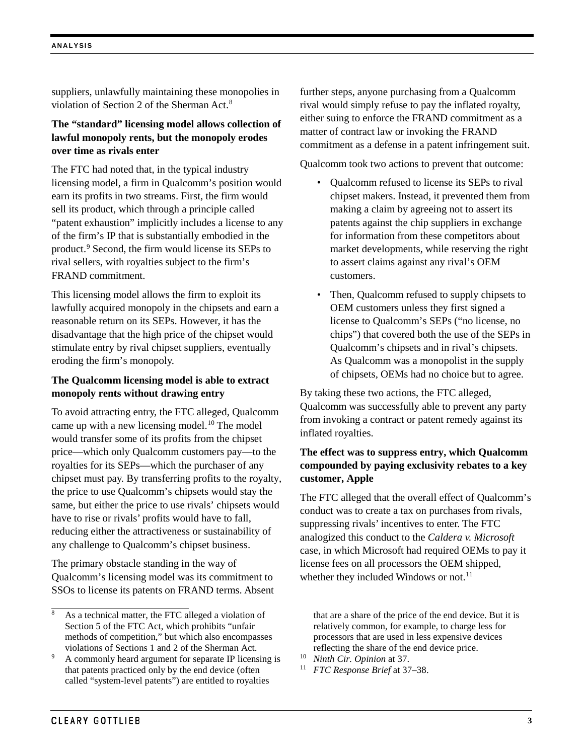suppliers, unlawfully maintaining these monopolies in violation of Section 2 of the Sherman Act.[8]

**The "standard" licensing model allows collection of lawful monopoly rents, but the monopoly erodes over time as rivals enter**

The FTC had noted that, in the typical industry licensing model, a firm in Qualcomm's position would earn its profits in two streams. First, the firm would sell its product, which through a principle called "patent exhaustion" implicitly includes a license to any of the firm's IP that is substantially embodied in the product.[9] Second, the firm would license its SEPs to rival sellers, with royalties subject to the firm's FRAND commitment.

This licensing model allows the firm to exploit its lawfully acquired monopoly in the chipsets and earn a reasonable return on its SEPs. However, it has the disadvantage that the high price of the chipset would stimulate entry by rival chipset suppliers, eventually eroding the firm's monopoly.

**The Qualcomm licensing model is able to extract monopoly rents without drawing entry**

To avoid attracting entry, the FTC alleged, Qualcomm came up with a new licensing model.[10] The model would transfer some of its profits from the chipset price—which only Qualcomm customers pay—to the royalties for its SEPs—which the purchaser of any chipset must pay. By transferring profits to the royalty, the price to use Qualcomm's chipsets would stay the same, but either the price to use rivals' chipsets would have to rise or rivals' profits would have to fall, reducing either the attractiveness or sustainability of any challenge to Qualcomm's chipset business.

The primary obstacle standing in the way of Qualcomm's licensing model was its commitment to SSOs to license its patents on FRAND terms. Absent further steps, anyone purchasing from a Qualcomm rival would simply refuse to pay the inflated royalty, either suing to enforce the FRAND commitment as a matter of contract law or invoking the FRAND commitment as a defense in a patent infringement suit.

Qualcomm took two actions to prevent that outcome:

- Qualcomm refused to license its SEPs to rival chipset makers. Instead, it prevented them from making a claim by agreeing not to assert its patents against the chip suppliers in exchange for information from these competitors about market developments, while reserving the right to assert claims against any rival's OEM customers.
- Then, Qualcomm refused to supply chipsets to OEM customers unless they first signed a license to Qualcomm's SEPs ("no license, no chips") that covered both the use of the SEPs in Qualcomm's chipsets and in rival's chipsets. As Qualcomm was a monopolist in the supply of chipsets, OEMs had no choice but to agree.

By taking these two actions, the FTC alleged, Qualcomm was successfully able to prevent any party from invoking a contract or patent remedy against its inflated royalties.

**The effect was to suppress entry, which Qualcomm compounded by paying exclusivity rebates to a key customer, Apple**

The FTC alleged that the overall effect of Qualcomm's conduct was to create a tax on purchases from rivals, suppressing rivals' incentives to enter. The FTC analogized this conduct to the *Caldera v. Microsoft* case, in which Microsoft had required OEMs to pay it license fees on all processors the OEM shipped, whether they included Windows or not.[11]

---

[8] As a technical matter, the FTC alleged a violation of Section 5 of the FTC Act, which prohibits "unfair methods of competition," but which also encompasses violations of Sections 1 and 2 of the Sherman Act.

[9] A commonly heard argument for separate IP licensing is that patents practiced only by the end device (often called "system-level patents") are entitled to royalties that are a share of the price of the end device. But it is relatively common, for example, to charge less for processors that are used in less expensive devices reflecting the share of the end device price.

[10] *Ninth Cir. Opinion* at 37.

[11] *FTC Response Brief* at 37–38.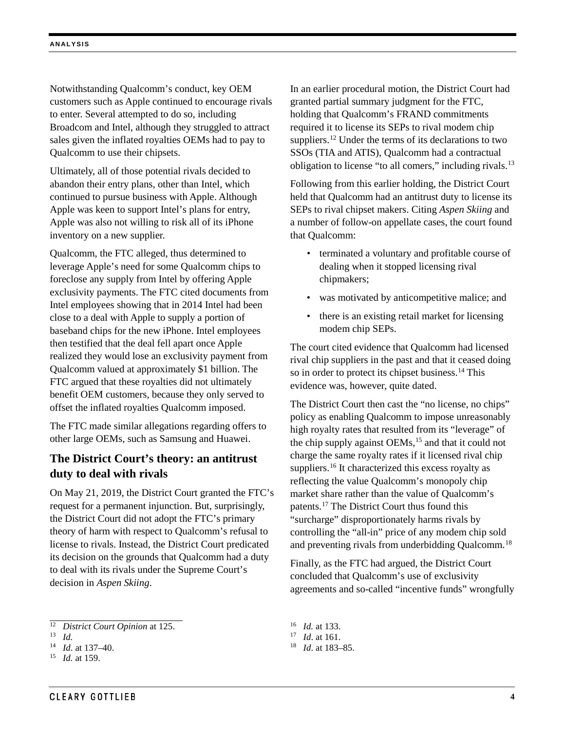Notwithstanding Qualcomm's conduct, key OEM customers such as Apple continued to encourage rivals to enter. Several attempted to do so, including Broadcom and Intel, although they struggled to attract sales given the inflated royalties OEMs had to pay to Qualcomm to use their chipsets.

Ultimately, all of those potential rivals decided to abandon their entry plans, other than Intel, which continued to pursue business with Apple. Although Apple was keen to support Intel's plans for entry, Apple was also not willing to risk all of its iPhone inventory on a new supplier.

Qualcomm, the FTC alleged, thus determined to leverage Apple's need for some Qualcomm chips to foreclose any supply from Intel by offering Apple exclusivity payments. The FTC cited documents from Intel employees showing that in 2014 Intel had been close to a deal with Apple to supply a portion of baseband chips for the new iPhone. Intel employees then testified that the deal fell apart once Apple realized they would lose an exclusivity payment from Qualcomm valued at approximately $1 billion. The FTC argued that these royalties did not ultimately benefit OEM customers, because they only served to offset the inflated royalties Qualcomm imposed.

The FTC made similar allegations regarding offers to other large OEMs, such as Samsung and Huawei.

## The District Court's theory: an antitrust duty to deal with rivals

On May 21, 2019, the District Court granted the FTC's request for a permanent injunction. But, surprisingly, the District Court did not adopt the FTC's primary theory of harm with respect to Qualcomm's refusal to license to rivals. Instead, the District Court predicated its decision on the grounds that Qualcomm had a duty to deal with its rivals under the Supreme Court's decision in *Aspen Skiing*.

In an earlier procedural motion, the District Court had granted partial summary judgment for the FTC, holding that Qualcomm's FRAND commitments required it to license its SEPs to rival modem chip suppliers.[12] Under the terms of its declarations to two SSOs (TIA and ATIS), Qualcomm had a contractual obligation to license "to all comers," including rivals.[13]

Following from this earlier holding, the District Court held that Qualcomm had an antitrust duty to license its SEPs to rival chipset makers. Citing *Aspen Skiing* and a number of follow-on appellate cases, the court found that Qualcomm:

- terminated a voluntary and profitable course of dealing when it stopped licensing rival chipmakers;
- was motivated by anticompetitive malice; and
- there is an existing retail market for licensing modem chip SEPs.

The court cited evidence that Qualcomm had licensed rival chip suppliers in the past and that it ceased doing so in order to protect its chipset business.[14] This evidence was, however, quite dated.

The District Court then cast the "no license, no chips" policy as enabling Qualcomm to impose unreasonably high royalty rates that resulted from its "leverage" of the chip supply against OEMs,[15] and that it could not charge the same royalty rates if it licensed rival chip suppliers.[16] It characterized this excess royalty as reflecting the value Qualcomm's monopoly chip market share rather than the value of Qualcomm's patents.[17] The District Court thus found this "surcharge" disproportionately harms rivals by controlling the "all-in" price of any modem chip sold and preventing rivals from underbidding Qualcomm.[18]

Finally, as the FTC had argued, the District Court concluded that Qualcomm's use of exclusivity agreements and so-called "incentive funds" wrongfully

---

[12] *District Court Opinion* at 125.

[13] *Id.*

[14] *Id*. at 137–40.

[15] *Id.* at 159.

[16] *Id.* at 133.

[17] *Id*. at 161.

[18] *Id*. at 183–85.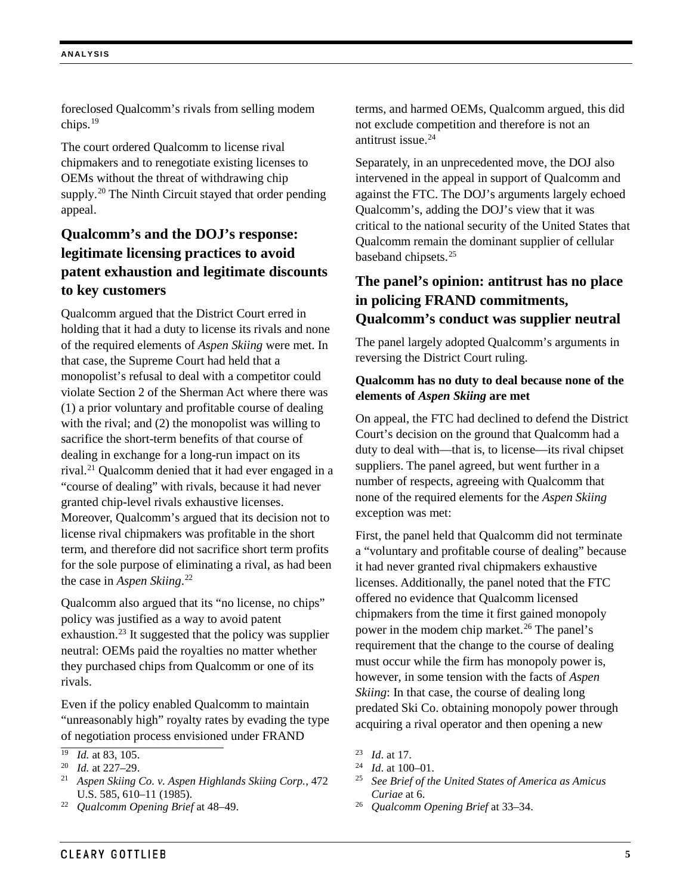foreclosed Qualcomm's rivals from selling modem chips.[19]

The court ordered Qualcomm to license rival chipmakers and to renegotiate existing licenses to OEMs without the threat of withdrawing chip supply.[20] The Ninth Circuit stayed that order pending appeal.

## Qualcomm's and the DOJ's response: legitimate licensing practices to avoid patent exhaustion and legitimate discounts to key customers

Qualcomm argued that the District Court erred in holding that it had a duty to license its rivals and none of the required elements of *Aspen Skiing* were met. In that case, the Supreme Court had held that a monopolist's refusal to deal with a competitor could violate Section 2 of the Sherman Act where there was (1) a prior voluntary and profitable course of dealing with the rival; and (2) the monopolist was willing to sacrifice the short-term benefits of that course of dealing in exchange for a long-run impact on its rival.[21] Qualcomm denied that it had ever engaged in a "course of dealing" with rivals, because it had never granted chip-level rivals exhaustive licenses. Moreover, Qualcomm's argued that its decision not to license rival chipmakers was profitable in the short term, and therefore did not sacrifice short term profits for the sole purpose of eliminating a rival, as had been the case in *Aspen Skiing*.[22]

Qualcomm also argued that its "no license, no chips" policy was justified as a way to avoid patent exhaustion.[23] It suggested that the policy was supplier neutral: OEMs paid the royalties no matter whether they purchased chips from Qualcomm or one of its rivals.

Even if the policy enabled Qualcomm to maintain "unreasonably high" royalty rates by evading the type of negotiation process envisioned under FRAND terms, and harmed OEMs, Qualcomm argued, this did not exclude competition and therefore is not an antitrust issue.[24]

Separately, in an unprecedented move, the DOJ also intervened in the appeal in support of Qualcomm and against the FTC. The DOJ's arguments largely echoed Qualcomm's, adding the DOJ's view that it was critical to the national security of the United States that Qualcomm remain the dominant supplier of cellular baseband chipsets.[25]

## The panel's opinion: antitrust has no place in policing FRAND commitments, Qualcomm's conduct was supplier neutral

The panel largely adopted Qualcomm's arguments in reversing the District Court ruling.

### Qualcomm has no duty to deal because none of the elements of *Aspen Skiing* are met

On appeal, the FTC had declined to defend the District Court's decision on the ground that Qualcomm had a duty to deal with—that is, to license—its rival chipset suppliers. The panel agreed, but went further in a number of respects, agreeing with Qualcomm that none of the required elements for the *Aspen Skiing* exception was met:

First, the panel held that Qualcomm did not terminate a "voluntary and profitable course of dealing" because it had never granted rival chipmakers exhaustive licenses. Additionally, the panel noted that the FTC offered no evidence that Qualcomm licensed chipmakers from the time it first gained monopoly power in the modem chip market.[26] The panel's requirement that the change to the course of dealing must occur while the firm has monopoly power is, however, in some tension with the facts of *Aspen Skiing*: In that case, the course of dealing long predated Ski Co. obtaining monopoly power through acquiring a rival operator and then opening a new

---

[19] *Id.* at 83, 105.

[20] *Id.* at 227–29.

[21] *Aspen Skiing Co. v. Aspen Highlands Skiing Corp.*, 472 U.S. 585, 610–11 (1985).

[22] *Qualcomm Opening Brief* at 48–49.

[23] *Id*. at 17.

[24] *Id*. at 100–01.

[25] *See Brief of the United States of America as Amicus Curiae* at 6.

[26] *Qualcomm Opening Brief* at 33–34.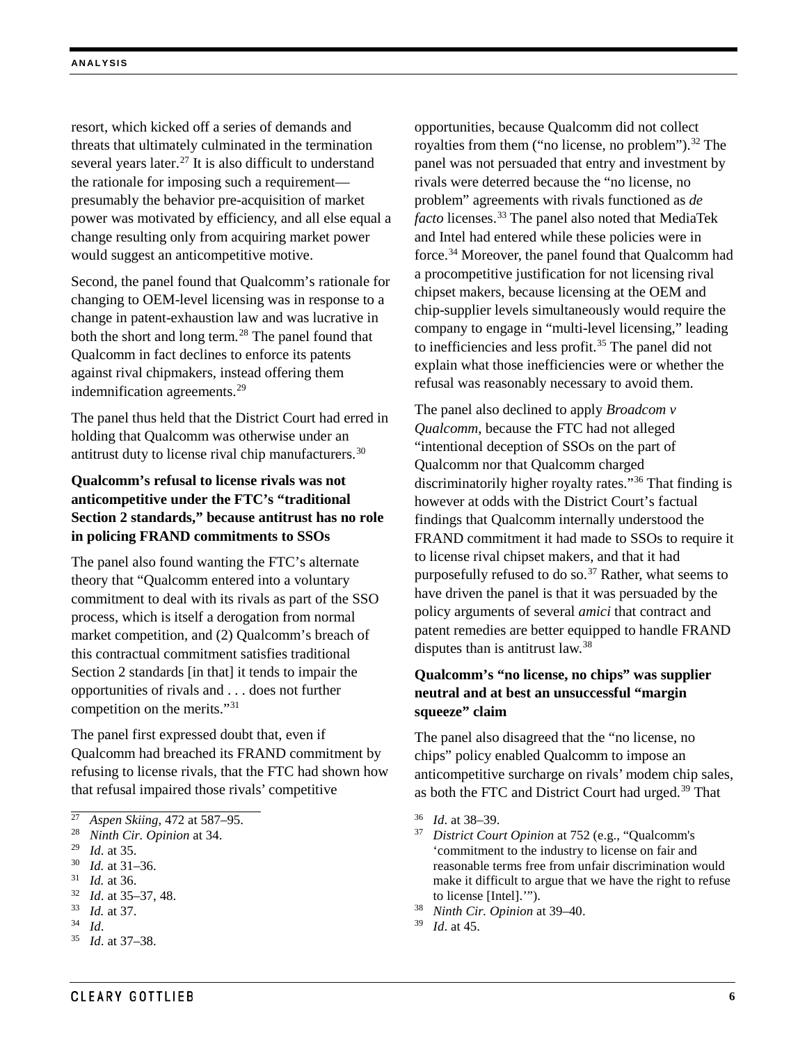resort, which kicked off a series of demands and threats that ultimately culminated in the termination several years later.[27] It is also difficult to understand the rationale for imposing such a requirement—presumably the behavior pre-acquisition of market power was motivated by efficiency, and all else equal a change resulting only from acquiring market power would suggest an anticompetitive motive.

Second, the panel found that Qualcomm's rationale for changing to OEM-level licensing was in response to a change in patent-exhaustion law and was lucrative in both the short and long term.[28] The panel found that Qualcomm in fact declines to enforce its patents against rival chipmakers, instead offering them indemnification agreements.[29]

The panel thus held that the District Court had erred in holding that Qualcomm was otherwise under an antitrust duty to license rival chip manufacturers.[30]

### Qualcomm's refusal to license rivals was not anticompetitive under the FTC's "traditional Section 2 standards," because antitrust has no role in policing FRAND commitments to SSOs

The panel also found wanting the FTC's alternate theory that "Qualcomm entered into a voluntary commitment to deal with its rivals as part of the SSO process, which is itself a derogation from normal market competition, and (2) Qualcomm's breach of this contractual commitment satisfies traditional Section 2 standards [in that] it tends to impair the opportunities of rivals and . . . does not further competition on the merits."[31]

The panel first expressed doubt that, even if Qualcomm had breached its FRAND commitment by refusing to license rivals, that the FTC had shown how that refusal impaired those rivals' competitive opportunities, because Qualcomm did not collect royalties from them ("no license, no problem").[32] The panel was not persuaded that entry and investment by rivals were deterred because the "no license, no problem" agreements with rivals functioned as *de facto* licenses.[33] The panel also noted that MediaTek and Intel had entered while these policies were in force.[34] Moreover, the panel found that Qualcomm had a procompetitive justification for not licensing rival chipset makers, because licensing at the OEM and chip-supplier levels simultaneously would require the company to engage in "multi-level licensing," leading to inefficiencies and less profit.[35] The panel did not explain what those inefficiencies were or whether the refusal was reasonably necessary to avoid them.

The panel also declined to apply *Broadcom v Qualcomm*, because the FTC had not alleged "intentional deception of SSOs on the part of Qualcomm nor that Qualcomm charged discriminatorily higher royalty rates."[36] That finding is however at odds with the District Court's factual findings that Qualcomm internally understood the FRAND commitment it had made to SSOs to require it to license rival chipset makers, and that it had purposefully refused to do so.[37] Rather, what seems to have driven the panel is that it was persuaded by the policy arguments of several *amici* that contract and patent remedies are better equipped to handle FRAND disputes than is antitrust law.[38]

### Qualcomm's "no license, no chips" was supplier neutral and at best an unsuccessful "margin squeeze" claim

The panel also disagreed that the "no license, no chips" policy enabled Qualcomm to impose an anticompetitive surcharge on rivals' modem chip sales, as both the FTC and District Court had urged.[39] That

---

[27] *Aspen Skiing*, 472 at 587–95.
[28] *Ninth Cir. Opinion* at 34.
[29] *Id*. at 35.
[30] *Id.* at 31–36.
[31] *Id.* at 36.
[32] *Id*. at 35–37, 48.
[33] *Id.* at 37.
[34] *Id*.
[35] *Id*. at 37–38.
[36] *Id*. at 38–39.
[37] *District Court Opinion* at 752 (e.g., "Qualcomm's 'commitment to the industry to license on fair and reasonable terms free from unfair discrimination would make it difficult to argue that we have the right to refuse to license [Intel].'").
[38] *Ninth Cir. Opinion* at 39–40.
[39] *Id*. at 45.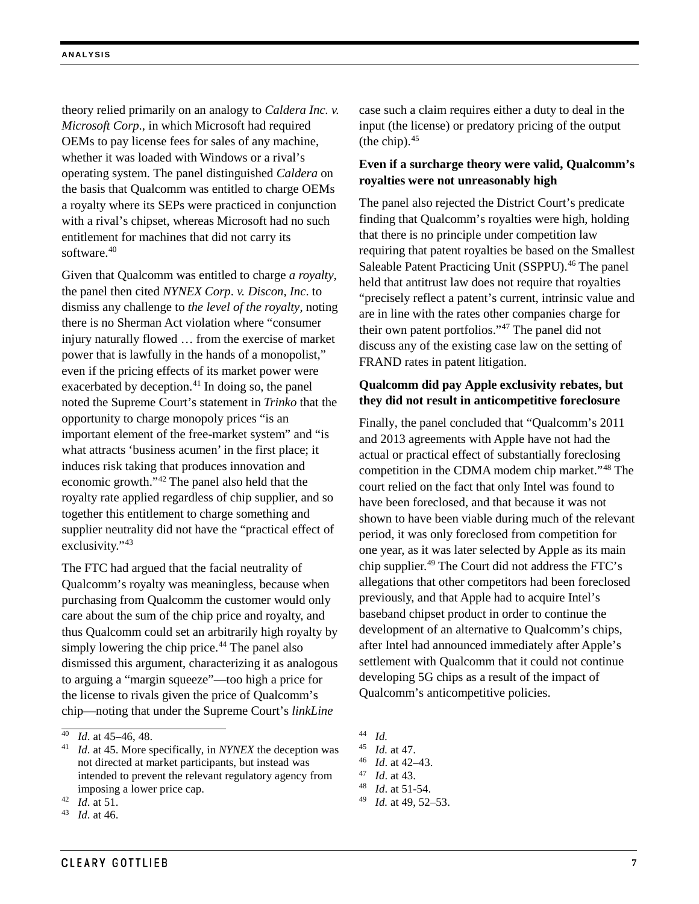theory relied primarily on an analogy to *Caldera Inc. v. Microsoft Corp.*, in which Microsoft had required OEMs to pay license fees for sales of any machine, whether it was loaded with Windows or a rival's operating system. The panel distinguished *Caldera* on the basis that Qualcomm was entitled to charge OEMs a royalty where its SEPs were practiced in conjunction with a rival's chipset, whereas Microsoft had no such entitlement for machines that did not carry its software.[40]

Given that Qualcomm was entitled to charge *a royalty*, the panel then cited *NYNEX Corp. v. Discon, Inc.* to dismiss any challenge to *the level of the royalty*, noting there is no Sherman Act violation where "consumer injury naturally flowed … from the exercise of market power that is lawfully in the hands of a monopolist," even if the pricing effects of its market power were exacerbated by deception.[41] In doing so, the panel noted the Supreme Court's statement in *Trinko* that the opportunity to charge monopoly prices "is an important element of the free-market system" and "is what attracts 'business acumen' in the first place; it induces risk taking that produces innovation and economic growth."[42] The panel also held that the royalty rate applied regardless of chip supplier, and so together this entitlement to charge something and supplier neutrality did not have the "practical effect of exclusivity."[43]

The FTC had argued that the facial neutrality of Qualcomm's royalty was meaningless, because when purchasing from Qualcomm the customer would only care about the sum of the chip price and royalty, and thus Qualcomm could set an arbitrarily high royalty by simply lowering the chip price.[44] The panel also dismissed this argument, characterizing it as analogous to arguing a "margin squeeze"—too high a price for the license to rivals given the price of Qualcomm's chip—noting that under the Supreme Court's *linkLine* case such a claim requires either a duty to deal in the input (the license) or predatory pricing of the output (the chip).[45]

**Even if a surcharge theory were valid, Qualcomm's royalties were not unreasonably high**

The panel also rejected the District Court's predicate finding that Qualcomm's royalties were high, holding that there is no principle under competition law requiring that patent royalties be based on the Smallest Saleable Patent Practicing Unit (SSPPU).[46] The panel held that antitrust law does not require that royalties "precisely reflect a patent's current, intrinsic value and are in line with the rates other companies charge for their own patent portfolios."[47] The panel did not discuss any of the existing case law on the setting of FRAND rates in patent litigation.

**Qualcomm did pay Apple exclusivity rebates, but they did not result in anticompetitive foreclosure**

Finally, the panel concluded that "Qualcomm's 2011 and 2013 agreements with Apple have not had the actual or practical effect of substantially foreclosing competition in the CDMA modem chip market."[48] The court relied on the fact that only Intel was found to have been foreclosed, and that because it was not shown to have been viable during much of the relevant period, it was only foreclosed from competition for one year, as it was later selected by Apple as its main chip supplier.[49] The Court did not address the FTC's allegations that other competitors had been foreclosed previously, and that Apple had to acquire Intel's baseband chipset product in order to continue the development of an alternative to Qualcomm's chips, after Intel had announced immediately after Apple's settlement with Qualcomm that it could not continue developing 5G chips as a result of the impact of Qualcomm's anticompetitive policies.

---

40 *Id*. at 45–46, 48.

41 *Id*. at 45. More specifically, in *NYNEX* the deception was not directed at market participants, but instead was intended to prevent the relevant regulatory agency from imposing a lower price cap.

42 *Id*. at 51.

43 *Id*. at 46.

44 *Id.*

45 *Id.* at 47.

46 *Id*. at 42–43.

47 *Id*. at 43.

48 *Id*. at 51-54.

49 *Id.* at 49, 52–53.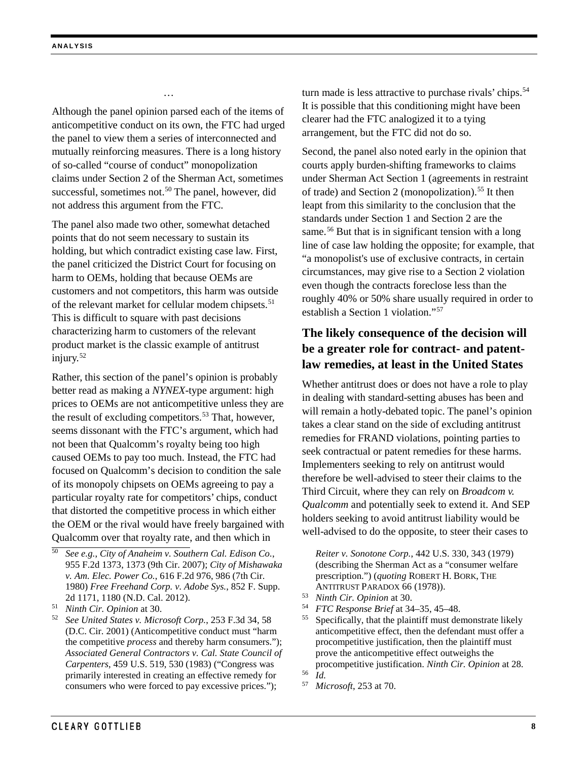…

Although the panel opinion parsed each of the items of anticompetitive conduct on its own, the FTC had urged the panel to view them a series of interconnected and mutually reinforcing measures. There is a long history of so-called "course of conduct" monopolization claims under Section 2 of the Sherman Act, sometimes successful, sometimes not.[50] The panel, however, did not address this argument from the FTC.

The panel also made two other, somewhat detached points that do not seem necessary to sustain its holding, but which contradict existing case law. First, the panel criticized the District Court for focusing on harm to OEMs, holding that because OEMs are customers and not competitors, this harm was outside of the relevant market for cellular modem chipsets.[51] This is difficult to square with past decisions characterizing harm to customers of the relevant product market is the classic example of antitrust injury.[52]

Rather, this section of the panel's opinion is probably better read as making a *NYNEX*-type argument: high prices to OEMs are not anticompetitive unless they are the result of excluding competitors.[53] That, however, seems dissonant with the FTC's argument, which had not been that Qualcomm's royalty being too high caused OEMs to pay too much. Instead, the FTC had focused on Qualcomm's decision to condition the sale of its monopoly chipsets on OEMs agreeing to pay a particular royalty rate for competitors' chips, conduct that distorted the competitive process in which either the OEM or the rival would have freely bargained with Qualcomm over that royalty rate, and then which in turn made is less attractive to purchase rivals' chips.[54] It is possible that this conditioning might have been clearer had the FTC analogized it to a tying arrangement, but the FTC did not do so.

Second, the panel also noted early in the opinion that courts apply burden-shifting frameworks to claims under Sherman Act Section 1 (agreements in restraint of trade) and Section 2 (monopolization).[55] It then leapt from this similarity to the conclusion that the standards under Section 1 and Section 2 are the same.[56] But that is in significant tension with a long line of case law holding the opposite; for example, that "a monopolist's use of exclusive contracts, in certain circumstances, may give rise to a Section 2 violation even though the contracts foreclose less than the roughly 40% or 50% share usually required in order to establish a Section 1 violation."[57]

## The likely consequence of the decision will be a greater role for contract- and patent-law remedies, at least in the United States

Whether antitrust does or does not have a role to play in dealing with standard-setting abuses has been and will remain a hotly-debated topic. The panel's opinion takes a clear stand on the side of excluding antitrust remedies for FRAND violations, pointing parties to seek contractual or patent remedies for these harms. Implementers seeking to rely on antitrust would therefore be well-advised to steer their claims to the Third Circuit, where they can rely on *Broadcom v. Qualcomm* and potentially seek to extend it. And SEP holders seeking to avoid antitrust liability would be well-advised to do the opposite, to steer their cases to

---

[50] *See e.g., City of Anaheim v. Southern Cal. Edison Co.*, 955 F.2d 1373, 1373 (9th Cir. 2007); *City of Mishawaka v. Am. Elec. Power Co.*, 616 F.2d 976, 986 (7th Cir. 1980) *Free Freehand Corp. v. Adobe Sys.*, 852 F. Supp. 2d 1171, 1180 (N.D. Cal. 2012).

[51] *Ninth Cir. Opinion* at 30.

[52] *See United States v. Microsoft Corp.*, 253 F.3d 34, 58 (D.C. Cir. 2001) (Anticompetitive conduct must "harm the competitive *process* and thereby harm consumers."); *Associated General Contractors v. Cal. State Council of Carpenters*, 459 U.S. 519, 530 (1983) ("Congress was primarily interested in creating an effective remedy for consumers who were forced to pay excessive prices."); *Reiter v. Sonotone Corp.*, 442 U.S. 330, 343 (1979) (describing the Sherman Act as a "consumer welfare prescription.") (*quoting* Robert H. Bork, The Antitrust Paradox 66 (1978)).

[53] *Ninth Cir. Opinion* at 30.

[54] *FTC Response Brief* at 34–35, 45–48.

[55] Specifically, that the plaintiff must demonstrate likely anticompetitive effect, then the defendant must offer a procompetitive justification, then the plaintiff must prove the anticompetitive effect outweighs the procompetitive justification. *Ninth Cir. Opinion* at 28.

[56] *Id.*

[57] *Microsoft*, 253 at 70.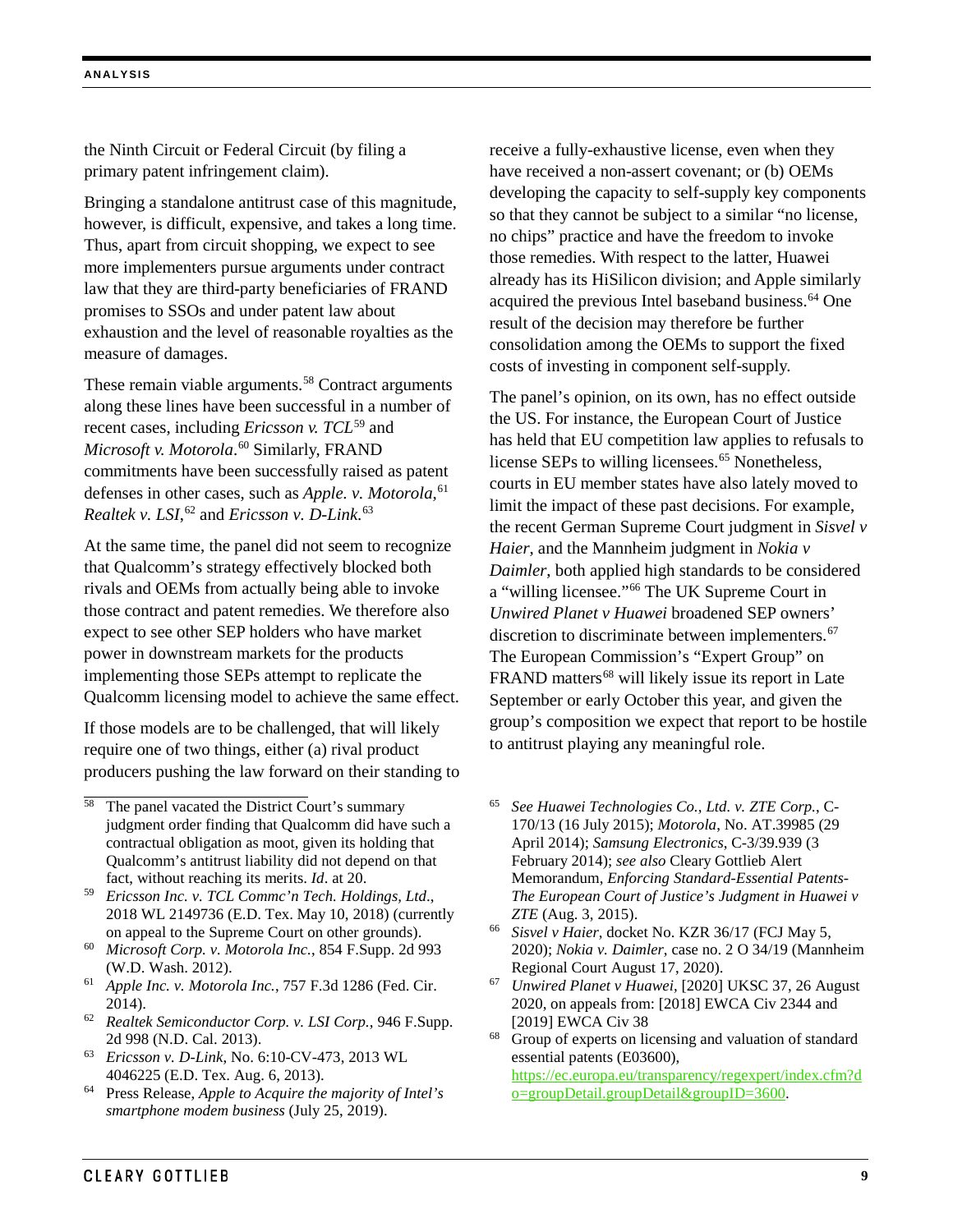the Ninth Circuit or Federal Circuit (by filing a primary patent infringement claim).

Bringing a standalone antitrust case of this magnitude, however, is difficult, expensive, and takes a long time. Thus, apart from circuit shopping, we expect to see more implementers pursue arguments under contract law that they are third-party beneficiaries of FRAND promises to SSOs and under patent law about exhaustion and the level of reasonable royalties as the measure of damages.

These remain viable arguments.[58] Contract arguments along these lines have been successful in a number of recent cases, including *Ericsson v. TCL*[59] and *Microsoft v. Motorola*.[60] Similarly, FRAND commitments have been successfully raised as patent defenses in other cases, such as *Apple. v. Motorola*,[61] *Realtek v. LSI*,[62] and *Ericsson v. D-Link.*[63]

At the same time, the panel did not seem to recognize that Qualcomm's strategy effectively blocked both rivals and OEMs from actually being able to invoke those contract and patent remedies. We therefore also expect to see other SEP holders who have market power in downstream markets for the products implementing those SEPs attempt to replicate the Qualcomm licensing model to achieve the same effect.

If those models are to be challenged, that will likely require one of two things, either (a) rival product producers pushing the law forward on their standing to receive a fully-exhaustive license, even when they have received a non-assert covenant; or (b) OEMs developing the capacity to self-supply key components so that they cannot be subject to a similar "no license, no chips" practice and have the freedom to invoke those remedies. With respect to the latter, Huawei already has its HiSilicon division; and Apple similarly acquired the previous Intel baseband business.[64] One result of the decision may therefore be further consolidation among the OEMs to support the fixed costs of investing in component self-supply.

The panel's opinion, on its own, has no effect outside the US. For instance, the European Court of Justice has held that EU competition law applies to refusals to license SEPs to willing licensees.[65] Nonetheless, courts in EU member states have also lately moved to limit the impact of these past decisions. For example, the recent German Supreme Court judgment in *Sisvel v Haier*, and the Mannheim judgment in *Nokia v Daimler*, both applied high standards to be considered a "willing licensee."[66] The UK Supreme Court in *Unwired Planet v Huawei* broadened SEP owners' discretion to discriminate between implementers.[67] The European Commission's "Expert Group" on FRAND matters[68] will likely issue its report in Late September or early October this year, and given the group's composition we expect that report to be hostile to antitrust playing any meaningful role.

---

[58] The panel vacated the District Court's summary judgment order finding that Qualcomm did have such a contractual obligation as moot, given its holding that Qualcomm's antitrust liability did not depend on that fact, without reaching its merits. *Id*. at 20.

[59] *Ericsson Inc. v. TCL Commc'n Tech. Holdings, Ltd*., 2018 WL 2149736 (E.D. Tex. May 10, 2018) (currently on appeal to the Supreme Court on other grounds).

[60] *Microsoft Corp. v. Motorola Inc.*, 854 F.Supp. 2d 993 (W.D. Wash. 2012).

[61] *Apple Inc. v. Motorola Inc.*, 757 F.3d 1286 (Fed. Cir. 2014).

[62] *Realtek Semiconductor Corp. v. LSI Corp.*, 946 F.Supp. 2d 998 (N.D. Cal. 2013).

[63] *Ericsson v. D-Link*, No. 6:10-CV-473, 2013 WL 4046225 (E.D. Tex. Aug. 6, 2013).

[64] Press Release, *Apple to Acquire the majority of Intel's smartphone modem business* (July 25, 2019).

[65] *See Huawei Technologies Co., Ltd. v. ZTE Corp.*, C-170/13 (16 July 2015); *Motorola*, No. AT.39985 (29 April 2014); *Samsung Electronics*, C-3/39.939 (3 February 2014); *see also* Cleary Gottlieb Alert Memorandum, *Enforcing Standard-Essential Patents-The European Court of Justice's Judgment in Huawei v ZTE* (Aug. 3, 2015).

[66] *Sisvel v Haier*, docket No. KZR 36/17 (FCJ May 5, 2020); *Nokia v. Daimler*, case no. 2 O 34/19 (Mannheim Regional Court August 17, 2020).

[67] *Unwired Planet v Huawei*, [2020] UKSC 37, 26 August 2020, on appeals from: [2018] EWCA Civ 2344 and [2019] EWCA Civ 38

[68] Group of experts on licensing and valuation of standard essential patents (E03600), https://ec.europa.eu/transparency/regexpert/index.cfm?do=groupDetail.groupDetail&groupID=3600.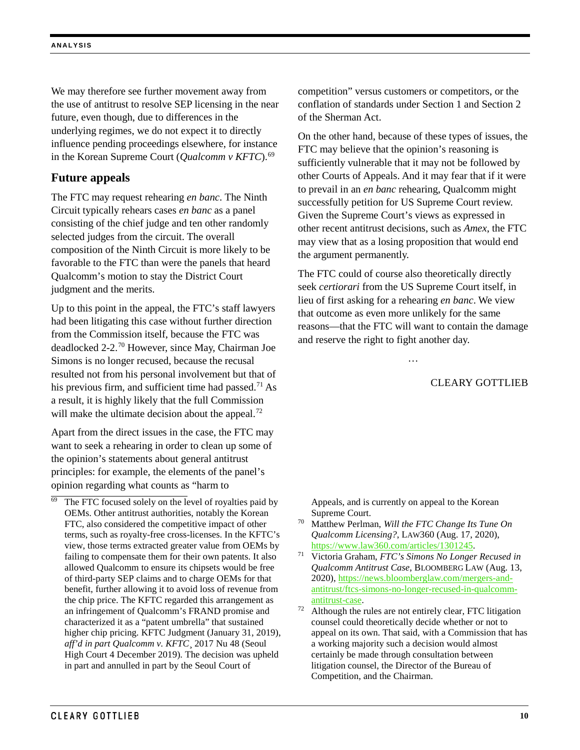We may therefore see further movement away from the use of antitrust to resolve SEP licensing in the near future, even though, due to differences in the underlying regimes, we do not expect it to directly influence pending proceedings elsewhere, for instance in the Korean Supreme Court (*Qualcomm v KFTC*).[69]

## Future appeals

The FTC may request rehearing *en banc*. The Ninth Circuit typically rehears cases *en banc* as a panel consisting of the chief judge and ten other randomly selected judges from the circuit. The overall composition of the Ninth Circuit is more likely to be favorable to the FTC than were the panels that heard Qualcomm's motion to stay the District Court judgment and the merits.

Up to this point in the appeal, the FTC's staff lawyers had been litigating this case without further direction from the Commission itself, because the FTC was deadlocked 2-2.[70] However, since May, Chairman Joe Simons is no longer recused, because the recusal resulted not from his personal involvement but that of his previous firm, and sufficient time had passed.[71] As a result, it is highly likely that the full Commission will make the ultimate decision about the appeal.[72]

Apart from the direct issues in the case, the FTC may want to seek a rehearing in order to clean up some of the opinion's statements about general antitrust principles: for example, the elements of the panel's opinion regarding what counts as "harm to competition" versus customers or competitors, or the conflation of standards under Section 1 and Section 2 of the Sherman Act.

On the other hand, because of these types of issues, the FTC may believe that the opinion's reasoning is sufficiently vulnerable that it may not be followed by other Courts of Appeals. And it may fear that if it were to prevail in an *en banc* rehearing, Qualcomm might successfully petition for US Supreme Court review. Given the Supreme Court's views as expressed in other recent antitrust decisions, such as *Amex*, the FTC may view that as a losing proposition that would end the argument permanently.

The FTC could of course also theoretically directly seek *certiorari* from the US Supreme Court itself, in lieu of first asking for a rehearing *en banc*. We view that outcome as even more unlikely for the same reasons—that the FTC will want to contain the damage and reserve the right to fight another day.

…

CLEARY GOTTLIEB

---

[69] The FTC focused solely on the level of royalties paid by OEMs. Other antitrust authorities, notably the Korean FTC, also considered the competitive impact of other terms, such as royalty-free cross-licenses. In the KFTC's view, those terms extracted greater value from OEMs by failing to compensate them for their own patents. It also allowed Qualcomm to ensure its chipsets would be free of third-party SEP claims and to charge OEMs for that benefit, further allowing it to avoid loss of revenue from the chip price. The KFTC regarded this arrangement as an infringement of Qualcomm's FRAND promise and characterized it as a "patent umbrella" that sustained higher chip pricing. KFTC Judgment (January 31, 2019), *aff'd in part Qualcomm v. KFTC*¸ 2017 Nu 48 (Seoul High Court 4 December 2019). The decision was upheld in part and annulled in part by the Seoul Court of Appeals, and is currently on appeal to the Korean Supreme Court.

[70] Matthew Perlman, *Will the FTC Change Its Tune On Qualcomm Licensing?*, LAW360 (Aug. 17, 2020), https://www.law360.com/articles/1301245.

[71] Victoria Graham, *FTC's Simons No Longer Recused in Qualcomm Antitrust Case*, BLOOMBERG LAW (Aug. 13, 2020), https://news.bloomberglaw.com/mergers-and-antitrust/ftcs-simons-no-longer-recused-in-qualcomm-antitrust-case.

[72] Although the rules are not entirely clear, FTC litigation counsel could theoretically decide whether or not to appeal on its own. That said, with a Commission that has a working majority such a decision would almost certainly be made through consultation between litigation counsel, the Director of the Bureau of Competition, and the Chairman.